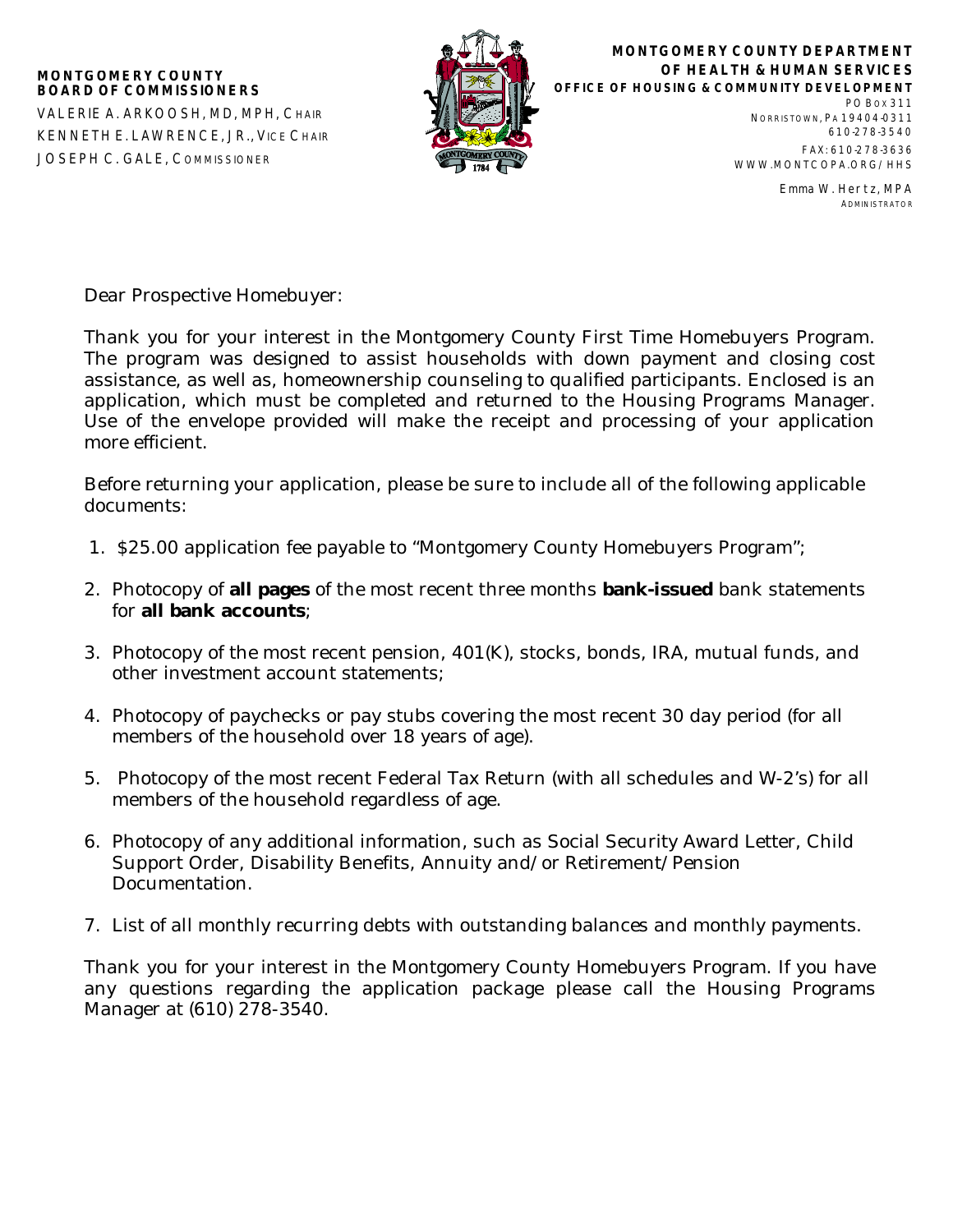**MONTGOMERY COUNTY**
**BOARD OF COMMISSIONERS**

VALERIE A. ARKOOSH, MD, MPH, CHAIR
KENNETH E. LAWRENCE, JR., VICE CHAIR
JOSEPH C. GALE, COMMISSIONER

**MONTGOMERY COUNTY DEPARTMENT OF HEALTH & HUMAN SERVICES**
**OFFICE OF HOUSING & COMMUNITY DEVELOPMENT**

PO BOX 311
NORRISTOWN, PA 19404-0311
610-278-3540
FAX: 610-278-3636
WWW.MONTCOPA.ORG/HHS

Emma W. Hertz, MPA
ADMINISTRATOR

Dear Prospective Homebuyer:

Thank you for your interest in the Montgomery County First Time Homebuyers Program. The program was designed to assist households with down payment and closing cost assistance, as well as, homeownership counseling to qualified participants. Enclosed is an application, which must be completed and returned to the Housing Programs Manager. Use of the envelope provided will make the receipt and processing of your application more efficient.

Before returning your application, please be sure to include all of the following applicable documents:

1. $25.00 application fee payable to "Montgomery County Homebuyers Program";
2. Photocopy of **all pages** of the most recent three months **bank-issued** bank statements for **all bank accounts**;
3. Photocopy of the most recent pension, 401(K), stocks, bonds, IRA, mutual funds, and other investment account statements;
4. Photocopy of paychecks or pay stubs covering the most recent 30 day period (for all members of the household over 18 years of age).
5. Photocopy of the most recent Federal Tax Return (with all schedules and W-2's) for all members of the household regardless of age.
6. Photocopy of any additional information, such as Social Security Award Letter, Child Support Order, Disability Benefits, Annuity and/or Retirement/Pension Documentation.
7. List of all monthly recurring debts with outstanding balances and monthly payments.

Thank you for your interest in the Montgomery County Homebuyers Program. If you have any questions regarding the application package please call the Housing Programs Manager at (610) 278-3540.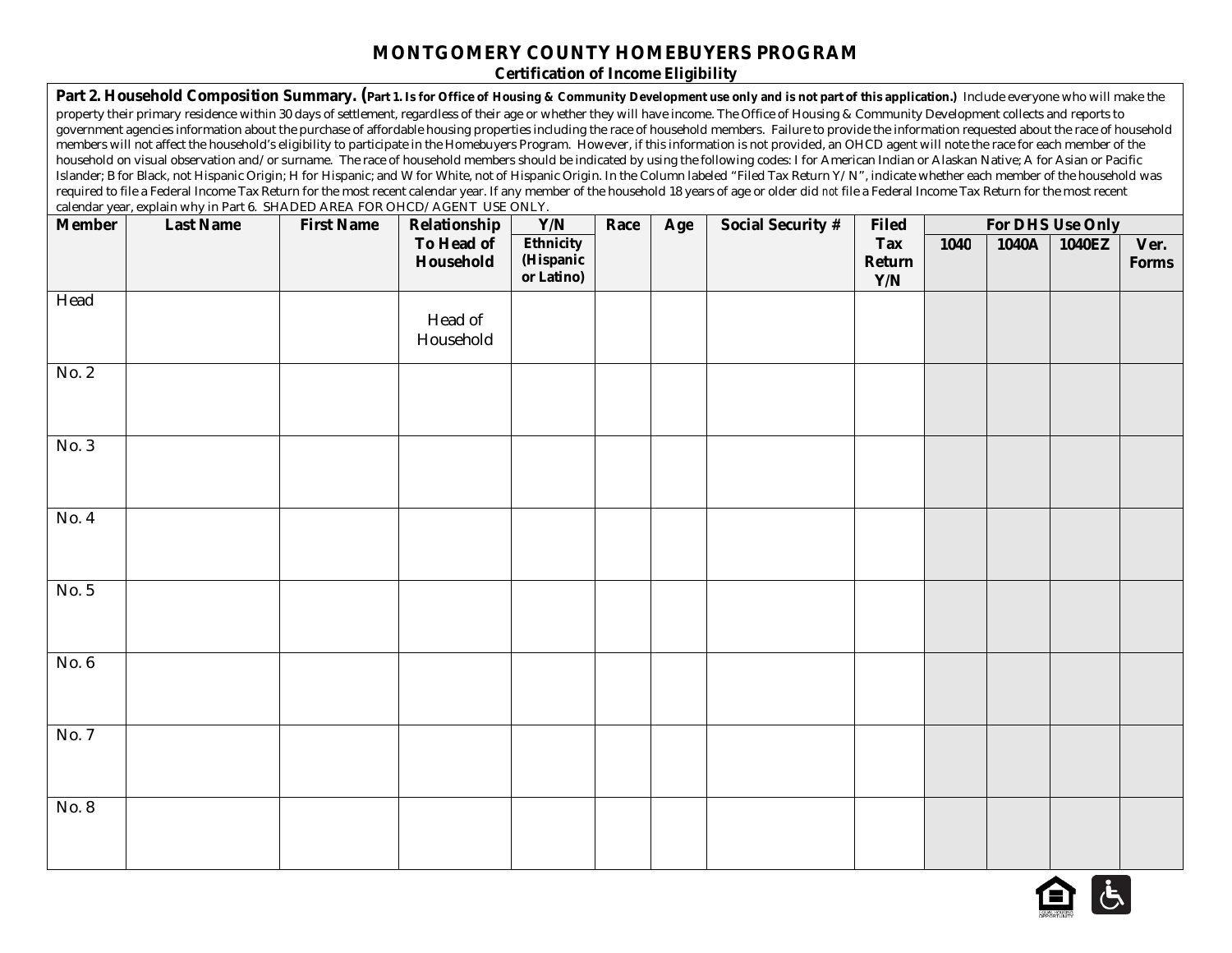# MONTGOMERY COUNTY HOMEBUYERS PROGRAM

**Certification of Income Eligibility**

**Part 2. Household Composition Summary. (Part 1. Is for Office of Housing & Community Development use only and is not part of this application.)** Include everyone who will make the property their primary residence within 30 days of settlement, regardless of their age or whether they will have income. The Office of Housing & Community Development collects and reports to government agencies information about the purchase of affordable housing properties including the race of household members. Failure to provide the information requested about the race of household members will not affect the household's eligibility to participate in the Homebuyers Program. However, if this information is not provided, an OHCD agent will note the race for each member of the household on visual observation and/or surname. The race of household members should be indicated by using the following codes: I for American Indian or Alaskan Native; A for Asian or Pacific Islander; B for Black, not Hispanic Origin; H for Hispanic; and W for White, not of Hispanic Origin. In the Column labeled "Filed Tax Return Y/N", indicate whether each member of the household was required to file a Federal Income Tax Return for the most recent calendar year. If any member of the household 18 years of age or older did *not* file a Federal Income Tax Return for the most recent calendar year, explain why in Part 6. SHADED AREA FOR OHCD/AGENT USE ONLY.

| Member | Last Name | First Name | Relationship To Head of Household | Y/N Ethnicity (Hispanic or Latino) | Race | Age | Social Security # | Filed Tax Return Y/N | For DHS Use Only | | | |
|---|---|---|---|---|---|---|---|---|---|---|---|---|
| | | | | | | | | | 1040 | 1040A | 1040EZ | Ver. Forms |
| Head | | | Head of Household | | | | | | | | | |
| No. 2 | | | | | | | | | | | | |
| No. 3 | | | | | | | | | | | | |
| No. 4 | | | | | | | | | | | | |
| No. 5 | | | | | | | | | | | | |
| No. 6 | | | | | | | | | | | | |
| No. 7 | | | | | | | | | | | | |
| No. 8 | | | | | | | | | | | | |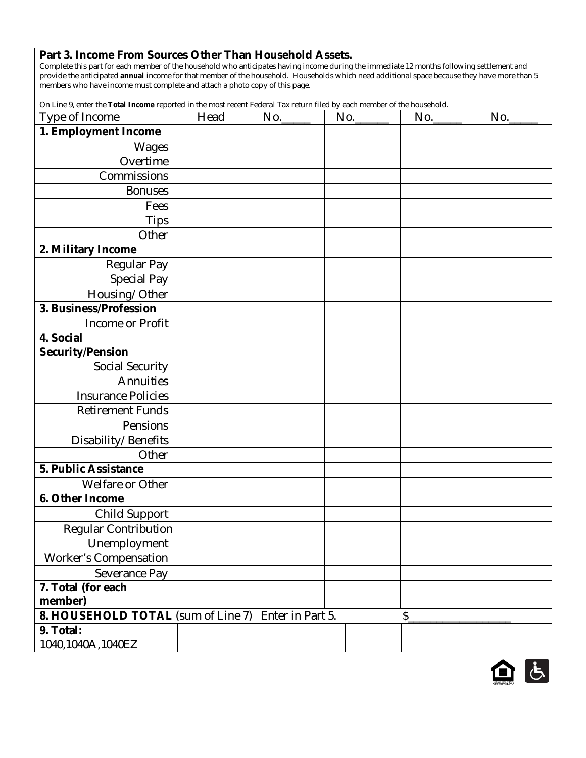## Part 3. Income From Sources Other Than Household Assets.

Complete this part for each member of the household who anticipates having income during the immediate 12 months following settlement and provide the anticipated **annual** income for that member of the household. Households which need additional space because they have more than 5 members who have income must complete and attach a photo copy of this page.

On Line 9, enter the **Total Income** reported in the most recent Federal Tax return filed by each member of the household.

| Type of Income | Head | No.\_\_\_\_\_ | No.\_\_\_\_\_\_ | No.\_\_\_\_\_ | No.\_\_\_\_\_ |
|---|---|---|---|---|---|
| **1. Employment Income** | | | | | |
| Wages | | | | | |
| Overtime | | | | | |
| Commissions | | | | | |
| Bonuses | | | | | |
| Fees | | | | | |
| Tips | | | | | |
| Other | | | | | |
| **2. Military Income** | | | | | |
| Regular Pay | | | | | |
| Special Pay | | | | | |
| Housing/ Other | | | | | |
| **3. Business/Profession** | | | | | |
| Income or Profit | | | | | |
| **4. Social Security/Pension** | | | | | |
| Social Security | | | | | |
| Annuities | | | | | |
| Insurance Policies | | | | | |
| Retirement Funds | | | | | |
| Pensions | | | | | |
| Disability/ Benefits | | | | | |
| Other | | | | | |
| **5. Public Assistance** | | | | | |
| Welfare or Other | | | | | |
| **6. Other Income** | | | | | |
| Child Support | | | | | |
| Regular Contribution | | | | | |
| Unemployment | | | | | |
| Worker's Compensation | | | | | |
| Severance Pay | | | | | |
| **7. Total (for each member)** | | | | | |
| **8. HOUSEHOLD TOTAL** (sum of Line 7) Enter in Part 5. | | | | $\_\_\_\_\_\_\_\_\_\_\_\_\_\_\_\_\_\_\_ | |
| **9. Total:** 1040,1040A,1040EZ | | | | | |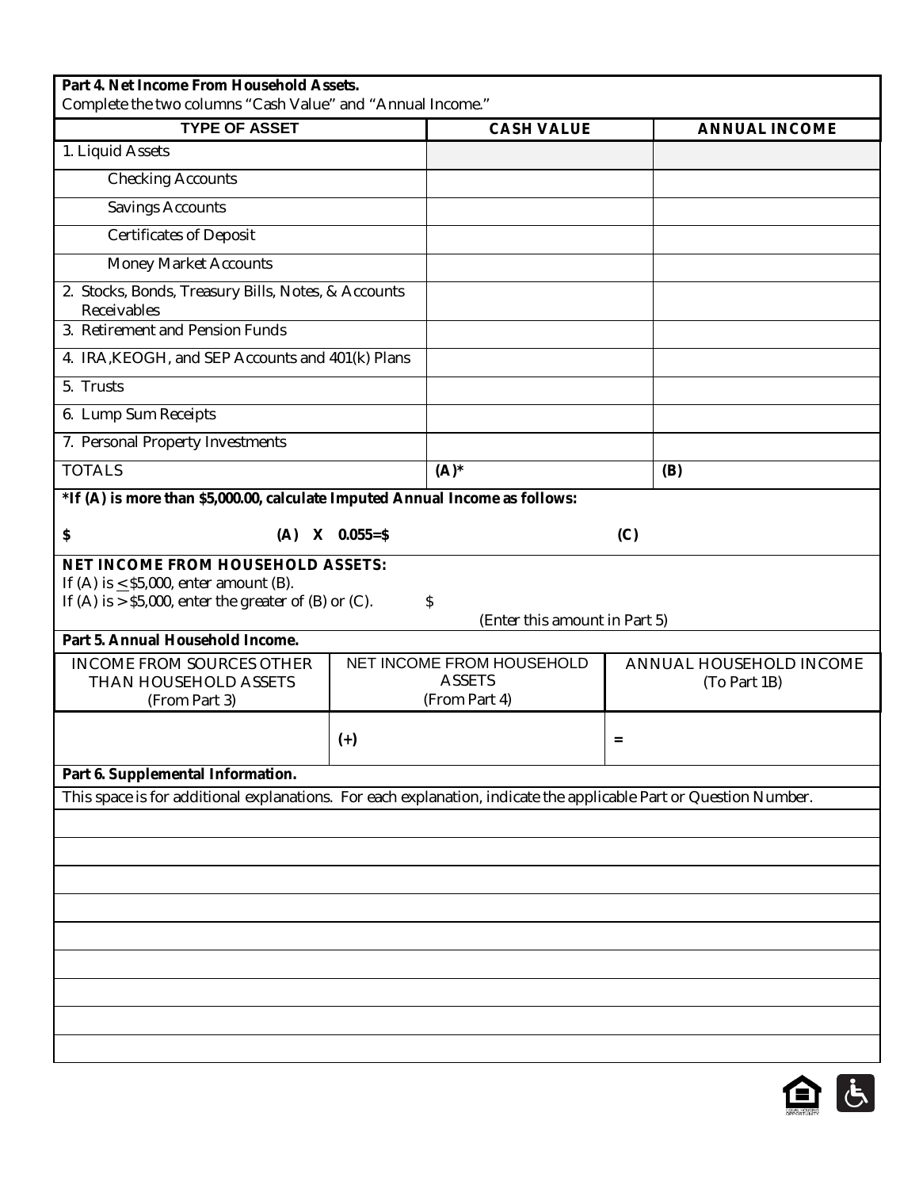## Part 4. Net Income From Household Assets.

Complete the two columns "Cash Value" and "Annual Income."

| TYPE OF ASSET | CASH VALUE | ANNUAL INCOME |
|---|---|---|
| 1. Liquid Assets | | |
| Checking Accounts | | |
| Savings Accounts | | |
| Certificates of Deposit | | |
| Money Market Accounts | | |
| 2. Stocks, Bonds, Treasury Bills, Notes, & Accounts Receivables | | |
| 3. Retirement and Pension Funds | | |
| 4. IRA,KEOGH, and SEP Accounts and 401(k) Plans | | |
| 5. Trusts | | |
| 6. Lump Sum Receipts | | |
| 7. Personal Property Investments | | |
| TOTALS | **(A)*** | **(B)** |

**\*If (A) is more than $5,000.00, calculate Imputed Annual Income as follows:**

**$ (A) X 0.055=$ (C)**

**NET INCOME FROM HOUSEHOLD ASSETS:**
If (A) is ≤ $5,000, enter amount (B).
If (A) is > $5,000, enter the greater of (B) or (C). $
(Enter this amount in Part 5)

## Part 5. Annual Household Income.

| INCOME FROM SOURCES OTHER THAN HOUSEHOLD ASSETS (From Part 3) | NET INCOME FROM HOUSEHOLD ASSETS (From Part 4) | ANNUAL HOUSEHOLD INCOME (To Part 1B) |
|---|---|---|
| | (+) | = |

## Part 6. Supplemental Information.

This space is for additional explanations. For each explanation, indicate the applicable Part or Question Number.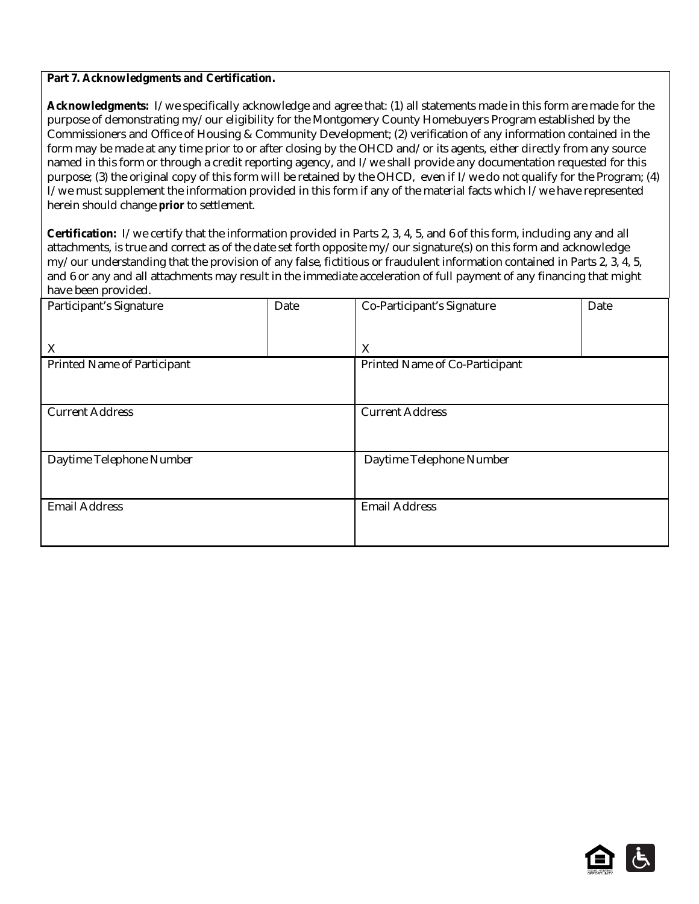**Part 7. Acknowledgments and Certification.**

**Acknowledgments:** I/we specifically acknowledge and agree that: (1) all statements made in this form are made for the purpose of demonstrating my/our eligibility for the Montgomery County Homebuyers Program established by the Commissioners and Office of Housing & Community Development; (2) verification of any information contained in the form may be made at any time prior to or after closing by the OHCD and/or its agents, either directly from any source named in this form or through a credit reporting agency, and I/we shall provide any documentation requested for this purpose; (3) the original copy of this form will be retained by the OHCD, even if I/we do not qualify for the Program; (4) I/we must supplement the information provided in this form if any of the material facts which I/we have represented herein should change **prior** to settlement.

**Certification:** I/we certify that the information provided in Parts 2, 3, 4, 5, and 6 of this form, including any and all attachments, is true and correct as of the date set forth opposite my/our signature(s) on this form and acknowledge my/our understanding that the provision of any false, fictitious or fraudulent information contained in Parts 2, 3, 4, 5, and 6 or any and all attachments may result in the immediate acceleration of full payment of any financing that might have been provided.

| Participant's Signature | Date | Co-Participant's Signature | Date |
|---|---|---|---|
| X | | X | |
| Printed Name of Participant | | Printed Name of Co-Participant | |
| Current Address | | Current Address | |
| Daytime Telephone Number | | Daytime Telephone Number | |
| Email Address | | Email Address | |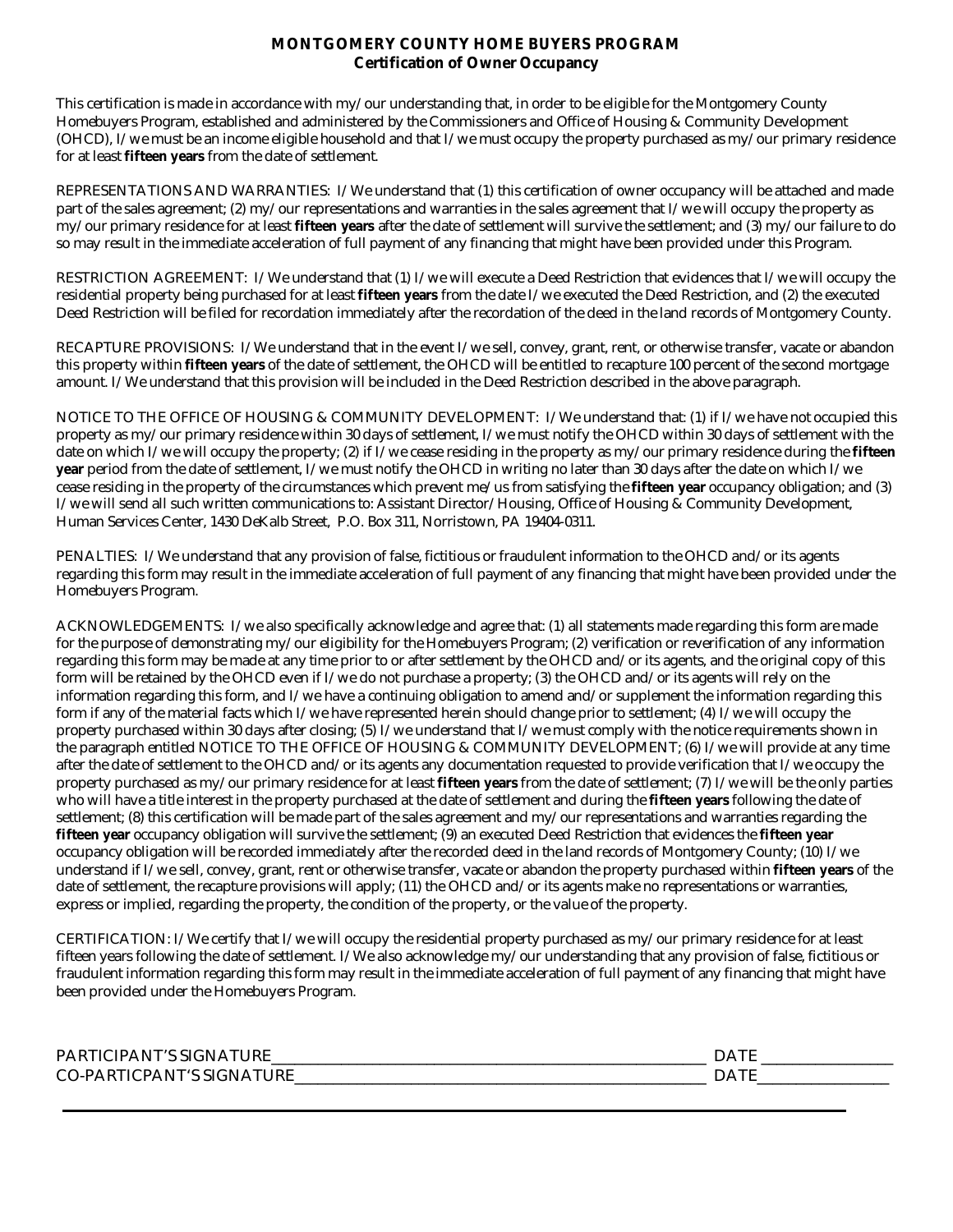# MONTGOMERY COUNTY HOME BUYERS PROGRAM

## Certification of Owner Occupancy

This certification is made in accordance with my/our understanding that, in order to be eligible for the Montgomery County Homebuyers Program, established and administered by the Commissioners and Office of Housing & Community Development (OHCD), I/we must be an income eligible household and that I/we must occupy the property purchased as my/our primary residence for at least **fifteen years** from the date of settlement.

REPRESENTATIONS AND WARRANTIES: I/We understand that (1) this certification of owner occupancy will be attached and made part of the sales agreement; (2) my/our representations and warranties in the sales agreement that I/we will occupy the property as my/our primary residence for at least **fifteen years** after the date of settlement will survive the settlement; and (3) my/our failure to do so may result in the immediate acceleration of full payment of any financing that might have been provided under this Program.

RESTRICTION AGREEMENT: I/We understand that (1) I/we will execute a Deed Restriction that evidences that I/we will occupy the residential property being purchased for at least **fifteen years** from the date I/we executed the Deed Restriction, and (2) the executed Deed Restriction will be filed for recordation immediately after the recordation of the deed in the land records of Montgomery County.

RECAPTURE PROVISIONS: I/We understand that in the event I/we sell, convey, grant, rent, or otherwise transfer, vacate or abandon this property within **fifteen years** of the date of settlement, the OHCD will be entitled to recapture 100 percent of the second mortgage amount. I/We understand that this provision will be included in the Deed Restriction described in the above paragraph.

NOTICE TO THE OFFICE OF HOUSING & COMMUNITY DEVELOPMENT: I/We understand that: (1) if I/we have not occupied this property as my/our primary residence within 30 days of settlement, I/we must notify the OHCD within 30 days of settlement with the date on which I/we will occupy the property; (2) if I/we cease residing in the property as my/our primary residence during the **fifteen year** period from the date of settlement, I/we must notify the OHCD in writing no later than 30 days after the date on which I/we cease residing in the property of the circumstances which prevent me/us from satisfying the **fifteen year** occupancy obligation; and (3) I/we will send all such written communications to: Assistant Director/Housing, Office of Housing & Community Development, Human Services Center, 1430 DeKalb Street, P.O. Box 311, Norristown, PA 19404-0311.

PENALTIES: I/We understand that any provision of false, fictitious or fraudulent information to the OHCD and/or its agents regarding this form may result in the immediate acceleration of full payment of any financing that might have been provided under the Homebuyers Program.

ACKNOWLEDGEMENTS: I/we also specifically acknowledge and agree that: (1) all statements made regarding this form are made for the purpose of demonstrating my/our eligibility for the Homebuyers Program; (2) verification or reverification of any information regarding this form may be made at any time prior to or after settlement by the OHCD and/or its agents, and the original copy of this form will be retained by the OHCD even if I/we do not purchase a property; (3) the OHCD and/or its agents will rely on the information regarding this form, and I/we have a continuing obligation to amend and/or supplement the information regarding this form if any of the material facts which I/we have represented herein should change prior to settlement; (4) I/we will occupy the property purchased within 30 days after closing; (5) I/we understand that I/we must comply with the notice requirements shown in the paragraph entitled NOTICE TO THE OFFICE OF HOUSING & COMMUNITY DEVELOPMENT; (6) I/we will provide at any time after the date of settlement to the OHCD and/or its agents any documentation requested to provide verification that I/we occupy the property purchased as my/our primary residence for at least **fifteen years** from the date of settlement; (7) I/we will be the only parties who will have a title interest in the property purchased at the date of settlement and during the **fifteen years** following the date of settlement; (8) this certification will be made part of the sales agreement and my/our representations and warranties regarding the **fifteen year** occupancy obligation will survive the settlement; (9) an executed Deed Restriction that evidences the **fifteen year** occupancy obligation will be recorded immediately after the recorded deed in the land records of Montgomery County; (10) I/we understand if I/we sell, convey, grant, rent or otherwise transfer, vacate or abandon the property purchased within **fifteen years** of the date of settlement, the recapture provisions will apply; (11) the OHCD and/or its agents make no representations or warranties, express or implied, regarding the property, the condition of the property, or the value of the property.

CERTIFICATION: I/We certify that I/we will occupy the residential property purchased as my/our primary residence for at least fifteen years following the date of settlement. I/We also acknowledge my/our understanding that any provision of false, fictitious or fraudulent information regarding this form may result in the immediate acceleration of full payment of any financing that might have been provided under the Homebuyers Program.

PARTICIPANT'S SIGNATURE\_\_\_\_\_\_\_\_\_\_\_\_\_\_\_\_\_\_\_\_\_\_\_\_\_\_\_\_\_\_\_\_\_\_\_\_\_\_\_\_\_\_\_\_\_\_\_\_ DATE \_\_\_\_\_\_\_\_\_\_\_\_\_\_\_\_

CO-PARTICPANT'S SIGNATURE\_\_\_\_\_\_\_\_\_\_\_\_\_\_\_\_\_\_\_\_\_\_\_\_\_\_\_\_\_\_\_\_\_\_\_\_\_\_\_\_\_\_\_\_\_\_ DATE\_\_\_\_\_\_\_\_\_\_\_\_\_\_\_\_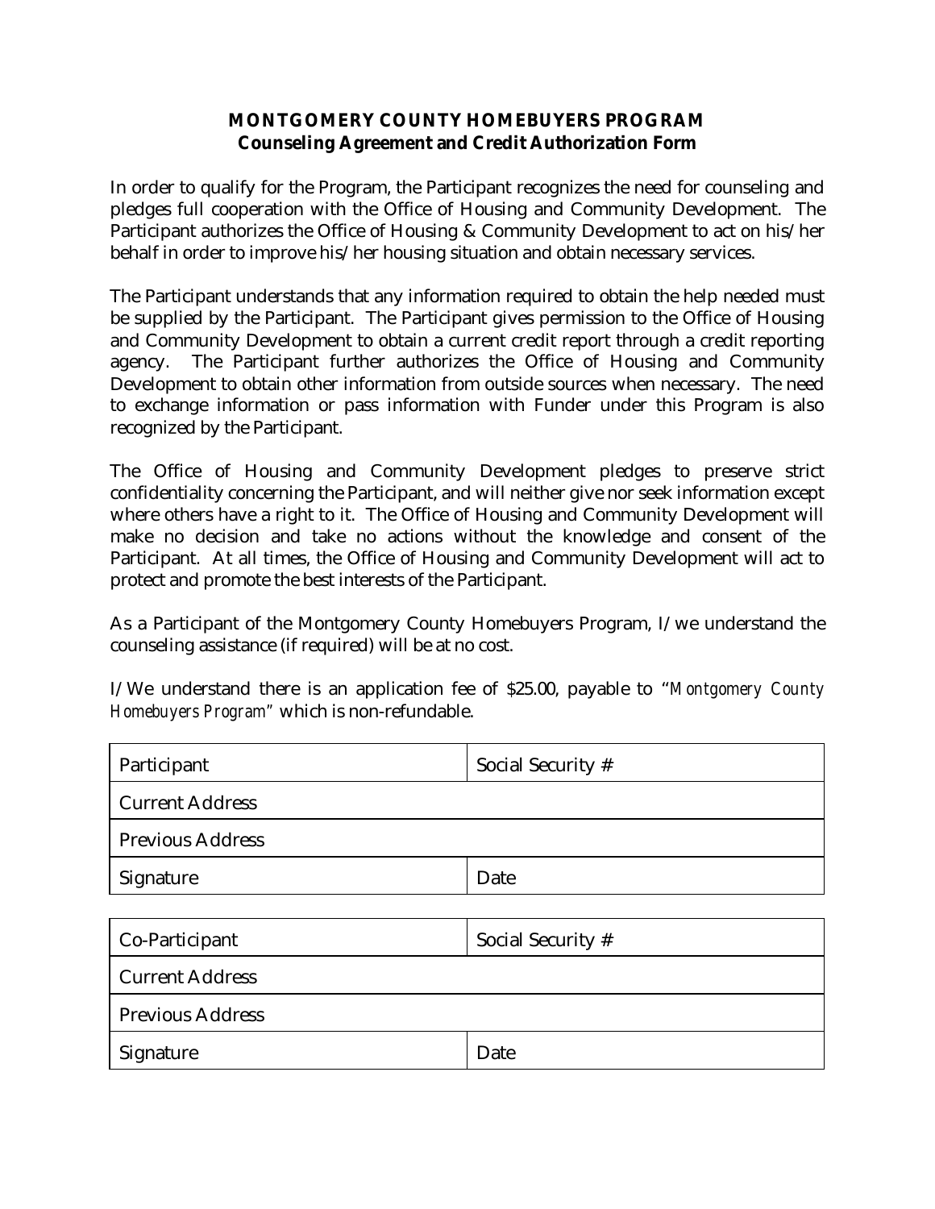**MONTGOMERY COUNTY HOMEBUYERS PROGRAM**
**Counseling Agreement and Credit Authorization Form**

In order to qualify for the Program, the Participant recognizes the need for counseling and pledges full cooperation with the Office of Housing and Community Development. The Participant authorizes the Office of Housing & Community Development to act on his/her behalf in order to improve his/her housing situation and obtain necessary services.

The Participant understands that any information required to obtain the help needed must be supplied by the Participant. The Participant gives permission to the Office of Housing and Community Development to obtain a current credit report through a credit reporting agency. The Participant further authorizes the Office of Housing and Community Development to obtain other information from outside sources when necessary. The need to exchange information or pass information with Funder under this Program is also recognized by the Participant.

The Office of Housing and Community Development pledges to preserve strict confidentiality concerning the Participant, and will neither give nor seek information except where others have a right to it. The Office of Housing and Community Development will make no decision and take no actions without the knowledge and consent of the Participant. At all times, the Office of Housing and Community Development will act to protect and promote the best interests of the Participant.

As a Participant of the Montgomery County Homebuyers Program, I/we understand the counseling assistance (if required) will be at no cost.

I/We understand there is an application fee of $25.00, payable to "*Montgomery County Homebuyers Program*" which is non-refundable.

| Participant | Social Security # |
|---|---|
| Current Address | |
| Previous Address | |
| Signature | Date |

| Co-Participant | Social Security # |
|---|---|
| Current Address | |
| Previous Address | |
| Signature | Date |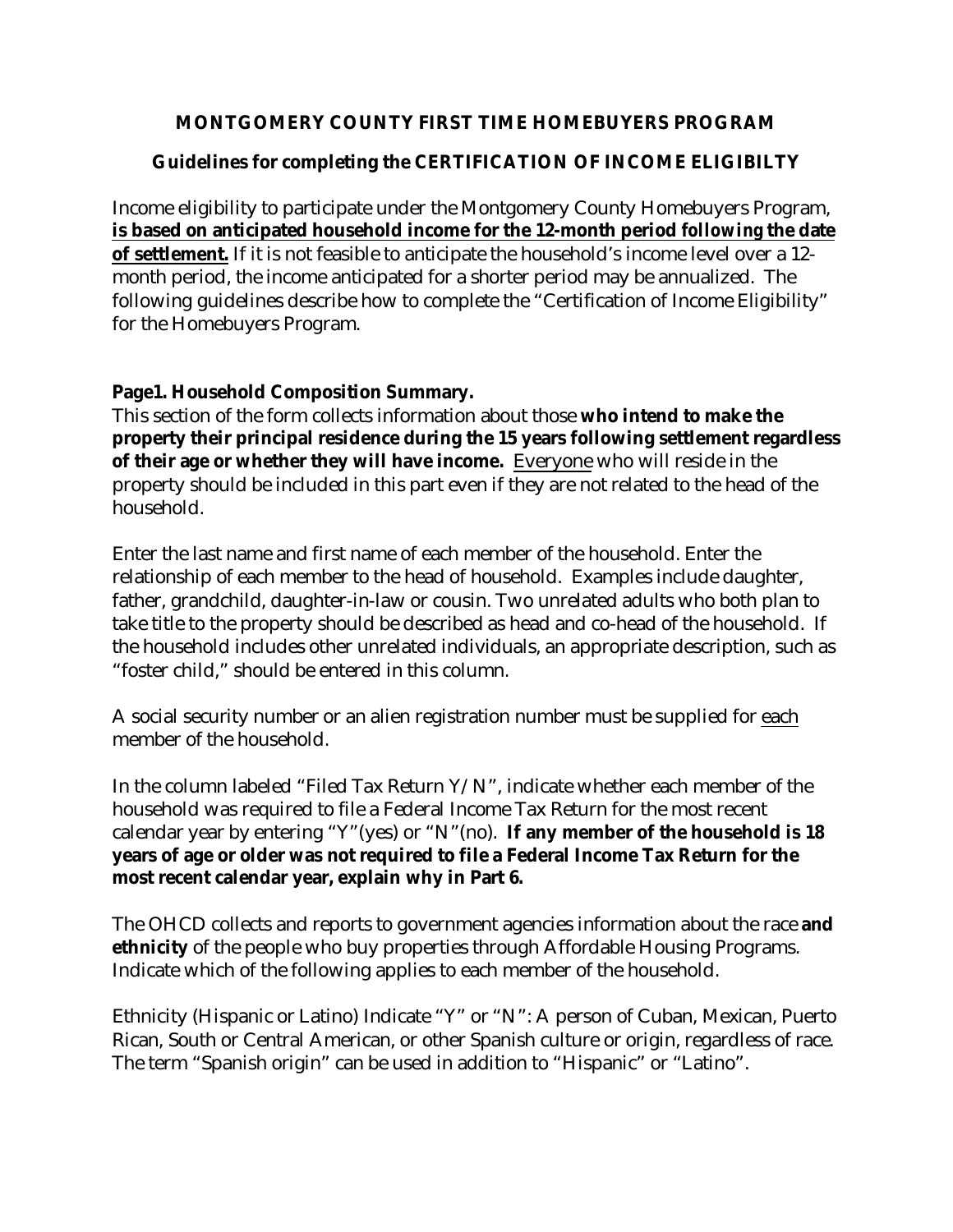**MONTGOMERY COUNTY FIRST TIME HOMEBUYERS PROGRAM**

**Guidelines for completing the CERTIFICATION OF INCOME ELIGIBILTY**

Income eligibility to participate under the Montgomery County Homebuyers Program, **is based on anticipated household income for the 12-month period following the date of settlement.** If it is not feasible to anticipate the household's income level over a 12-month period, the income anticipated for a shorter period may be annualized. The following guidelines describe how to complete the "Certification of Income Eligibility" for the Homebuyers Program.

**Page1. Household Composition Summary.**

This section of the form collects information about those **who intend to make the property their principal residence during the 15 years following settlement regardless of their age or whether they will have income.** Everyone who will reside in the property should be included in this part even if they are not related to the head of the household.

Enter the last name and first name of each member of the household. Enter the relationship of each member to the head of household. Examples include daughter, father, grandchild, daughter-in-law or cousin. Two unrelated adults who both plan to take title to the property should be described as head and co-head of the household. If the household includes other unrelated individuals, an appropriate description, such as "foster child," should be entered in this column.

A social security number or an alien registration number must be supplied for each member of the household.

In the column labeled "Filed Tax Return Y/N", indicate whether each member of the household was required to file a Federal Income Tax Return for the most recent calendar year by entering "Y"(yes) or "N"(no). **If any member of the household is 18 years of age or older was not required to file a Federal Income Tax Return for the most recent calendar year, explain why in Part 6.**

The OHCD collects and reports to government agencies information about the race **and ethnicity** of the people who buy properties through Affordable Housing Programs. Indicate which of the following applies to each member of the household.

Ethnicity (Hispanic or Latino) Indicate "Y" or "N": A person of Cuban, Mexican, Puerto Rican, South or Central American, or other Spanish culture or origin, regardless of race. The term "Spanish origin" can be used in addition to "Hispanic" or "Latino".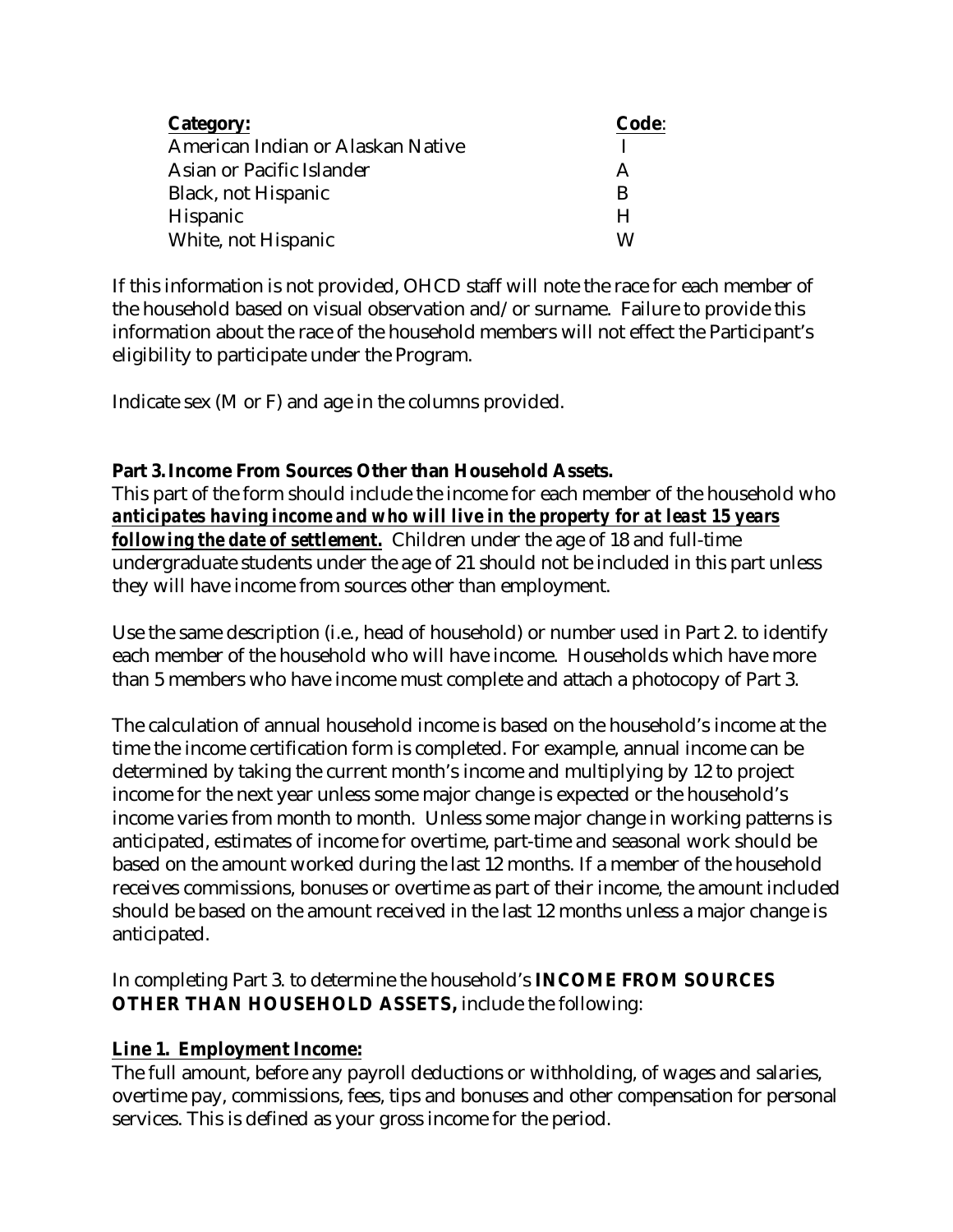| Category: | Code: |
| --- | --- |
| American Indian or Alaskan Native | I |
| Asian or Pacific Islander | A |
| Black, not Hispanic | B |
| Hispanic | H |
| White, not Hispanic | W |

If this information is not provided, OHCD staff will note the race for each member of the household based on visual observation and/or surname. Failure to provide this information about the race of the household members will not effect the Participant's eligibility to participate under the Program.

Indicate sex (M or F) and age in the columns provided.

**Part 3. Income From Sources Other than Household Assets.**

This part of the form should include the income for each member of the household who ***anticipates having income and who will live in the property for at least 15 years following the date of settlement.*** Children under the age of 18 and full-time undergraduate students under the age of 21 should not be included in this part unless they will have income from sources other than employment.

Use the same description (i.e., head of household) or number used in Part 2. to identify each member of the household who will have income. Households which have more than 5 members who have income must complete and attach a photocopy of Part 3.

The calculation of annual household income is based on the household's income at the time the income certification form is completed. For example, annual income can be determined by taking the current month's income and multiplying by 12 to project income for the next year unless some major change is expected or the household's income varies from month to month. Unless some major change in working patterns is anticipated, estimates of income for overtime, part-time and seasonal work should be based on the amount worked during the last 12 months. If a member of the household receives commissions, bonuses or overtime as part of their income, the amount included should be based on the amount received in the last 12 months unless a major change is anticipated.

In completing Part 3. to determine the household's **INCOME FROM SOURCES OTHER THAN HOUSEHOLD ASSETS,** include the following:

**Line 1. Employment Income:**

The full amount, before any payroll deductions or withholding, of wages and salaries, overtime pay, commissions, fees, tips and bonuses and other compensation for personal services. This is defined as your gross income for the period.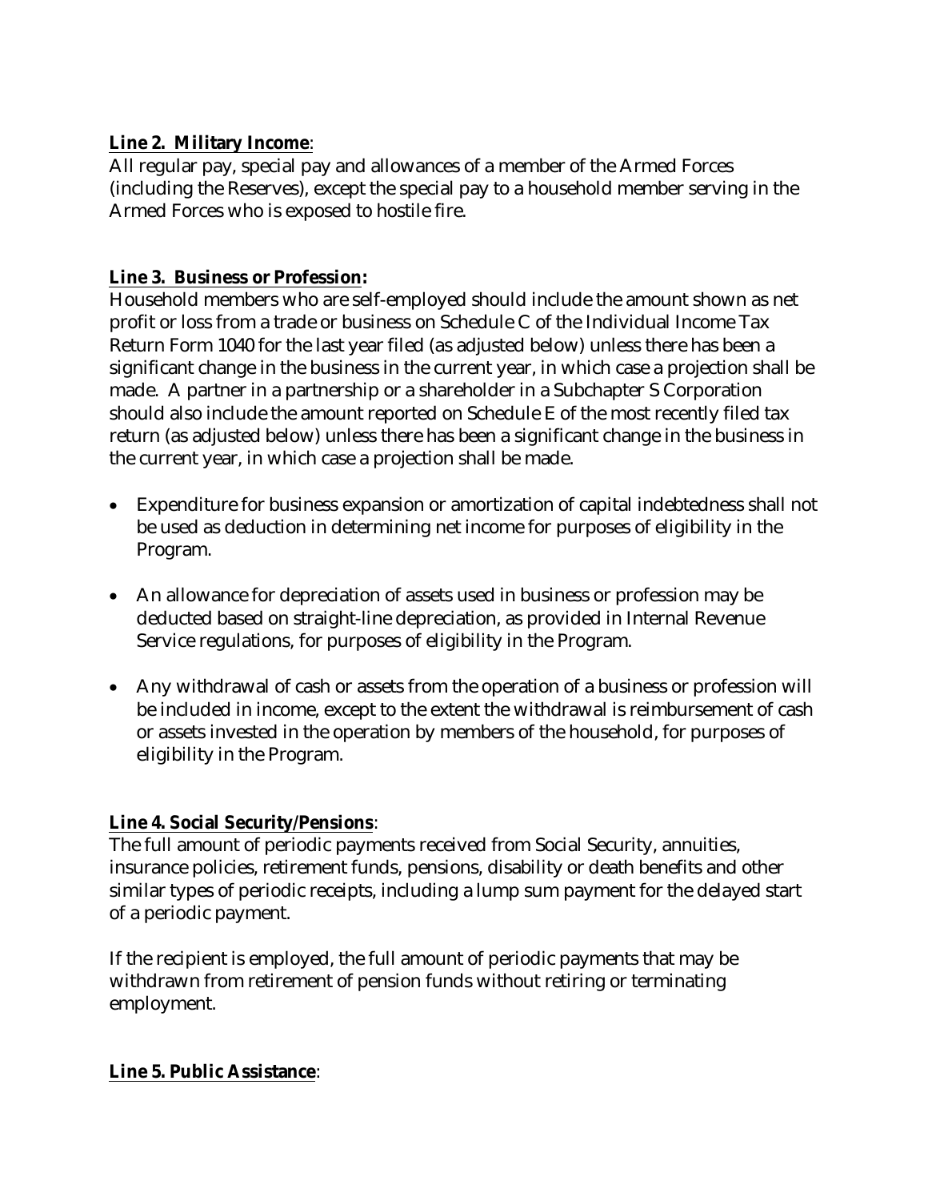**Line 2. Military Income**:
All regular pay, special pay and allowances of a member of the Armed Forces (including the Reserves), except the special pay to a household member serving in the Armed Forces who is exposed to hostile fire.

**Line 3. Business or Profession:**
Household members who are self-employed should include the amount shown as net profit or loss from a trade or business on Schedule C of the Individual Income Tax Return Form 1040 for the last year filed (as adjusted below) unless there has been a significant change in the business in the current year, in which case a projection shall be made. A partner in a partnership or a shareholder in a Subchapter S Corporation should also include the amount reported on Schedule E of the most recently filed tax return (as adjusted below) unless there has been a significant change in the business in the current year, in which case a projection shall be made.

- Expenditure for business expansion or amortization of capital indebtedness shall not be used as deduction in determining net income for purposes of eligibility in the Program.
- An allowance for depreciation of assets used in business or profession may be deducted based on straight-line depreciation, as provided in Internal Revenue Service regulations, for purposes of eligibility in the Program.
- Any withdrawal of cash or assets from the operation of a business or profession will be included in income, except to the extent the withdrawal is reimbursement of cash or assets invested in the operation by members of the household, for purposes of eligibility in the Program.

**Line 4. Social Security/Pensions**:
The full amount of periodic payments received from Social Security, annuities, insurance policies, retirement funds, pensions, disability or death benefits and other similar types of periodic receipts, including a lump sum payment for the delayed start of a periodic payment.

If the recipient is employed, the full amount of periodic payments that may be withdrawn from retirement of pension funds without retiring or terminating employment.

**Line 5. Public Assistance**: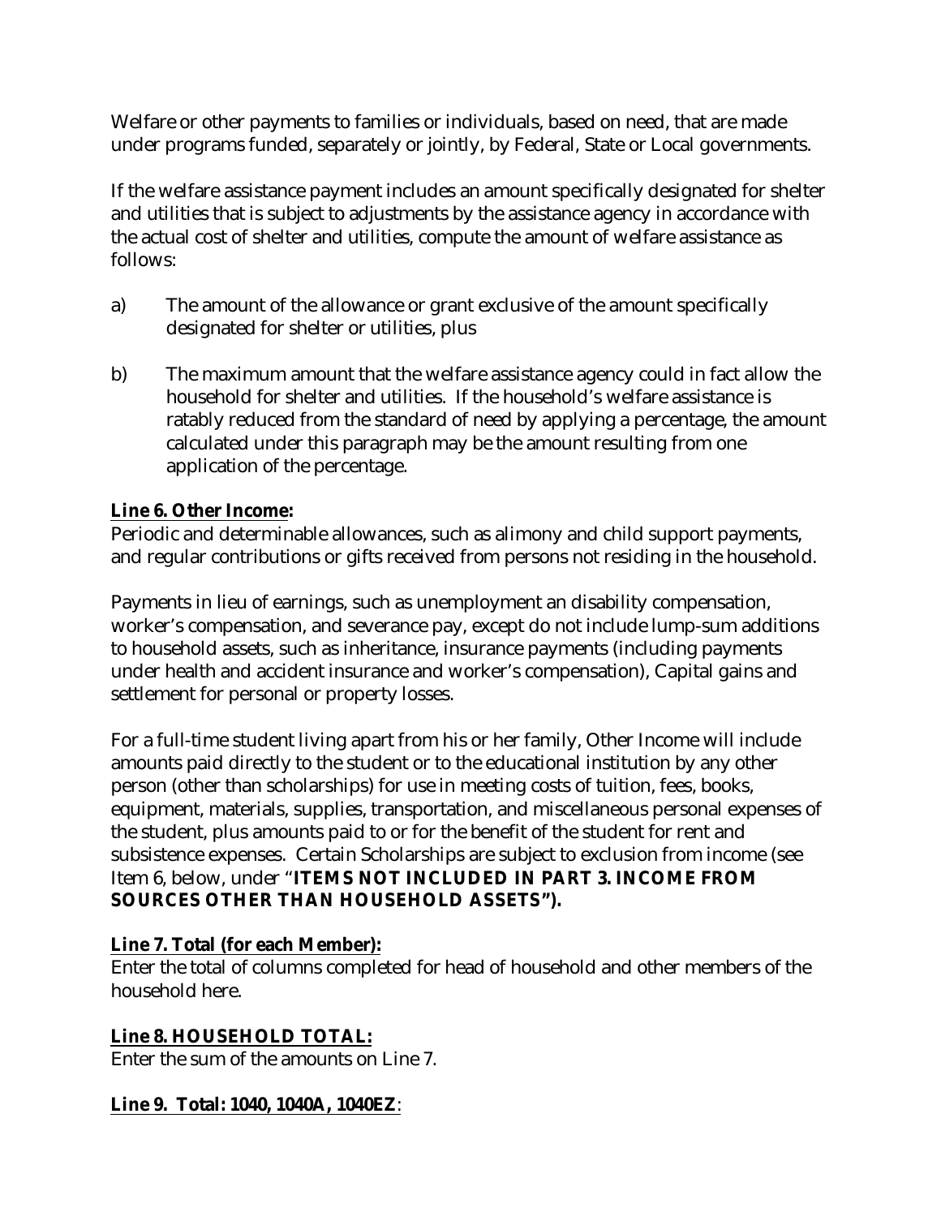Welfare or other payments to families or individuals, based on need, that are made under programs funded, separately or jointly, by Federal, State or Local governments.

If the welfare assistance payment includes an amount specifically designated for shelter and utilities that is subject to adjustments by the assistance agency in accordance with the actual cost of shelter and utilities, compute the amount of welfare assistance as follows:

a) The amount of the allowance or grant exclusive of the amount specifically designated for shelter or utilities, plus

b) The maximum amount that the welfare assistance agency could in fact allow the household for shelter and utilities. If the household's welfare assistance is ratably reduced from the standard of need by applying a percentage, the amount calculated under this paragraph may be the amount resulting from one application of the percentage.

**Line 6. Other Income:**
Periodic and determinable allowances, such as alimony and child support payments, and regular contributions or gifts received from persons not residing in the household.

Payments in lieu of earnings, such as unemployment an disability compensation, worker's compensation, and severance pay, except do not include lump-sum additions to household assets, such as inheritance, insurance payments (including payments under health and accident insurance and worker's compensation), Capital gains and settlement for personal or property losses.

For a full-time student living apart from his or her family, Other Income will include amounts paid directly to the student or to the educational institution by any other person (other than scholarships) for use in meeting costs of tuition, fees, books, equipment, materials, supplies, transportation, and miscellaneous personal expenses of the student, plus amounts paid to or for the benefit of the student for rent and subsistence expenses. Certain Scholarships are subject to exclusion from income (see Item 6, below, under "**ITEMS NOT INCLUDED IN PART 3. INCOME FROM SOURCES OTHER THAN HOUSEHOLD ASSETS").**

**Line 7. Total (for each Member):**
Enter the total of columns completed for head of household and other members of the household here.

**Line 8. HOUSEHOLD TOTAL:**
Enter the sum of the amounts on Line 7.

**Line 9. Total: 1040, 1040A, 1040EZ**: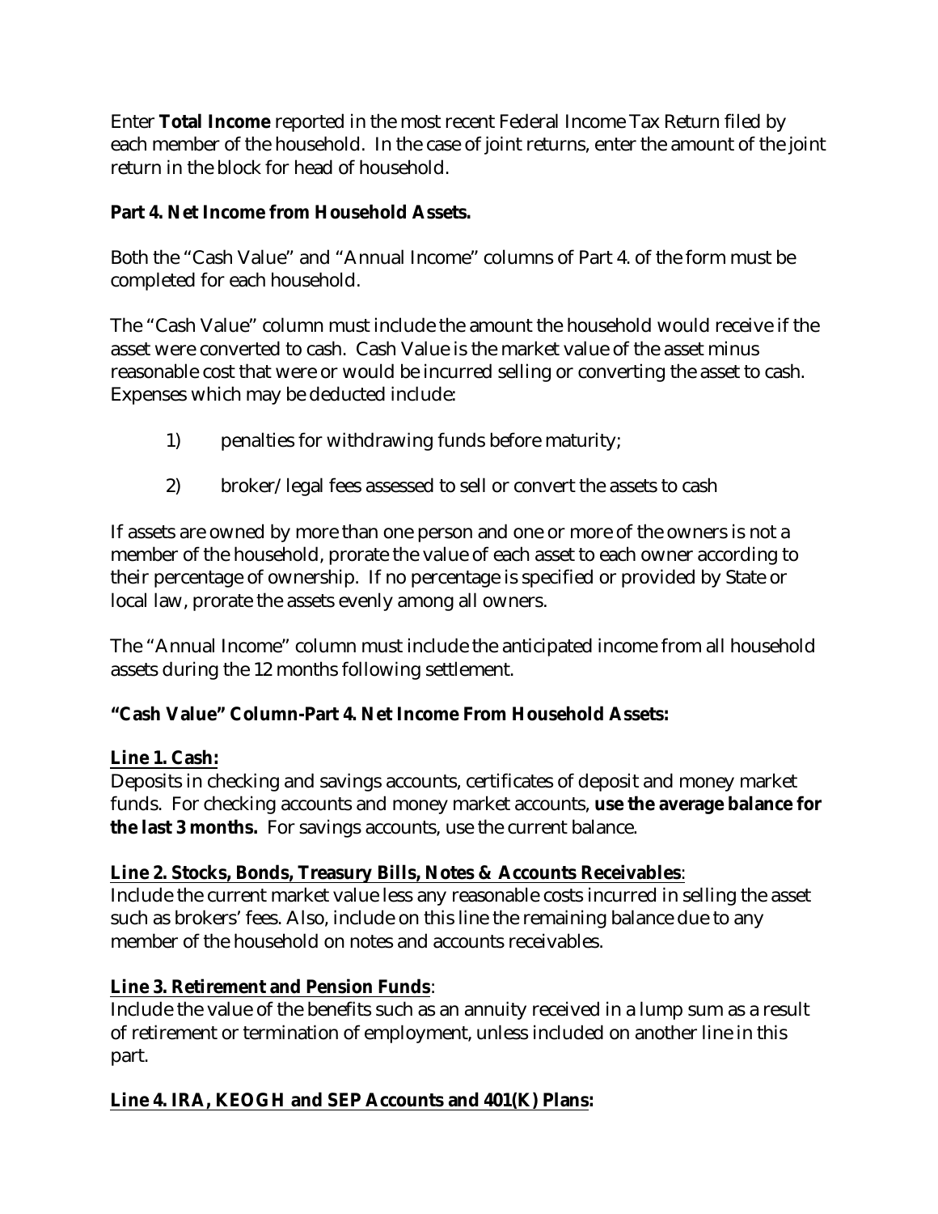Enter **Total Income** reported in the most recent Federal Income Tax Return filed by each member of the household. In the case of joint returns, enter the amount of the joint return in the block for head of household.

**Part 4. Net Income from Household Assets.**

Both the "Cash Value" and "Annual Income" columns of Part 4. of the form must be completed for each household.

The "Cash Value" column must include the amount the household would receive if the asset were converted to cash. Cash Value is the market value of the asset minus reasonable cost that were or would be incurred selling or converting the asset to cash. Expenses which may be deducted include:

1) penalties for withdrawing funds before maturity;

2) broker/legal fees assessed to sell or convert the assets to cash

If assets are owned by more than one person and one or more of the owners is not a member of the household, prorate the value of each asset to each owner according to their percentage of ownership. If no percentage is specified or provided by State or local law, prorate the assets evenly among all owners.

The "Annual Income" column must include the anticipated income from all household assets during the 12 months following settlement.

**"Cash Value" Column-Part 4. Net Income From Household Assets:**

**Line 1. Cash:**
Deposits in checking and savings accounts, certificates of deposit and money market funds. For checking accounts and money market accounts, **use the average balance for the last 3 months.** For savings accounts, use the current balance.

**Line 2. Stocks, Bonds, Treasury Bills, Notes & Accounts Receivables**:
Include the current market value less any reasonable costs incurred in selling the asset such as brokers' fees. Also, include on this line the remaining balance due to any member of the household on notes and accounts receivables.

**Line 3. Retirement and Pension Funds**:
Include the value of the benefits such as an annuity received in a lump sum as a result of retirement or termination of employment, unless included on another line in this part.

**Line 4. IRA, KEOGH and SEP Accounts and 401(K) Plans:**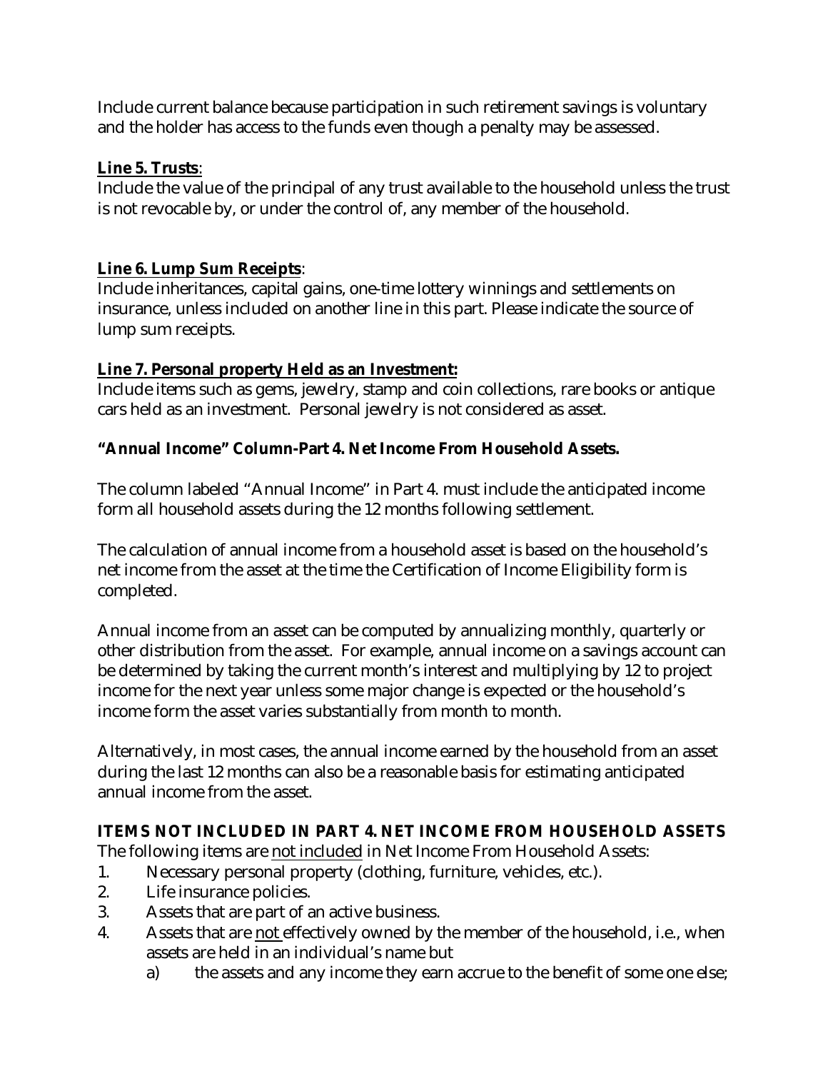Include current balance because participation in such retirement savings is voluntary and the holder has access to the funds even though a penalty may be assessed.

**Line 5. Trusts**:
Include the value of the principal of any trust available to the household unless the trust is not revocable by, or under the control of, any member of the household.

**Line 6. Lump Sum Receipts**:
Include inheritances, capital gains, one-time lottery winnings and settlements on insurance, unless included on another line in this part. Please indicate the source of lump sum receipts.

**Line 7. Personal property Held as an Investment:**
Include items such as gems, jewelry, stamp and coin collections, rare books or antique cars held as an investment. Personal jewelry is not considered as asset.

**"Annual Income" Column-Part 4. Net Income From Household Assets.**

The column labeled "Annual Income" in Part 4. must include the anticipated income form all household assets during the 12 months following settlement.

The calculation of annual income from a household asset is based on the household's net income from the asset at the time the Certification of Income Eligibility form is completed.

Annual income from an asset can be computed by annualizing monthly, quarterly or other distribution from the asset. For example, annual income on a savings account can be determined by taking the current month's interest and multiplying by 12 to project income for the next year unless some major change is expected or the household's income form the asset varies substantially from month to month.

Alternatively, in most cases, the annual income earned by the household from an asset during the last 12 months can also be a reasonable basis for estimating anticipated annual income from the asset.

**ITEMS NOT INCLUDED IN PART 4. NET INCOME FROM HOUSEHOLD ASSETS**
The following items are not included in Net Income From Household Assets:

1. Necessary personal property (clothing, furniture, vehicles, etc.).
2. Life insurance policies.
3. Assets that are part of an active business.
4. Assets that are not effectively owned by the member of the household, i.e., when assets are held in an individual's name but
   a) the assets and any income they earn accrue to the benefit of some one else;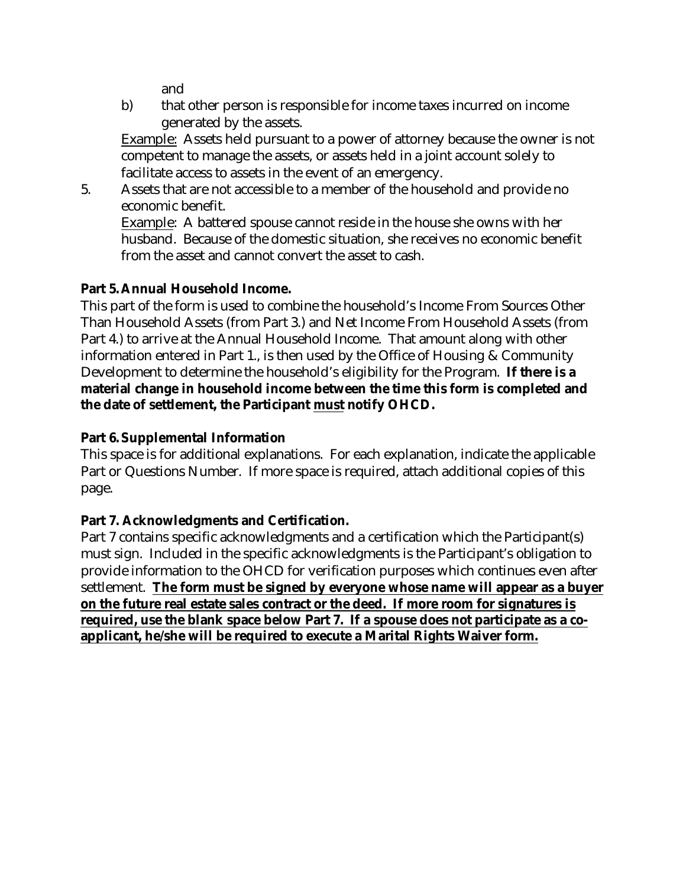and

b) that other person is responsible for income taxes incurred on income generated by the assets.

Example: Assets held pursuant to a power of attorney because the owner is not competent to manage the assets, or assets held in a joint account solely to facilitate access to assets in the event of an emergency.

5. Assets that are not accessible to a member of the household and provide no economic benefit.

   Example: A battered spouse cannot reside in the house she owns with her husband. Because of the domestic situation, she receives no economic benefit from the asset and cannot convert the asset to cash.

**Part 5. Annual Household Income.**

This part of the form is used to combine the household's Income From Sources Other Than Household Assets (from Part 3.) and Net Income From Household Assets (from Part 4.) to arrive at the Annual Household Income. That amount along with other information entered in Part 1., is then used by the Office of Housing & Community Development to determine the household's eligibility for the Program. **If there is a material change in household income between the time this form is completed and the date of settlement, the Participant must notify OHCD.**

**Part 6. Supplemental Information**

This space is for additional explanations. For each explanation, indicate the applicable Part or Questions Number. If more space is required, attach additional copies of this page.

**Part 7. Acknowledgments and Certification.**

Part 7 contains specific acknowledgments and a certification which the Participant(s) must sign. Included in the specific acknowledgments is the Participant's obligation to provide information to the OHCD for verification purposes which continues even after settlement. **The form must be signed by everyone whose name will appear as a buyer on the future real estate sales contract or the deed. If more room for signatures is required, use the blank space below Part 7. If a spouse does not participate as a co-applicant, he/she will be required to execute a Marital Rights Waiver form.**